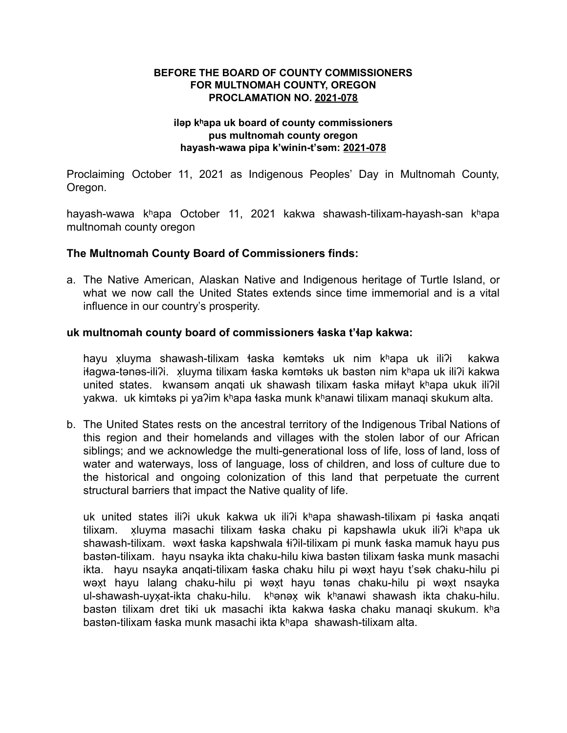**BEFORE THE BOARD OF COUNTY COMMISSIONERS**
**FOR MULTNOMAH COUNTY, OREGON**
**PROCLAMATION NO. 2021-078**

**iləp kʰapa uk board of county commissioners**
**pus multnomah county oregon**
**hayash-wawa pipa k'winin-t'səm: 2021-078**

Proclaiming October 11, 2021 as Indigenous Peoples' Day in Multnomah County, Oregon.

hayash-wawa kʰapa October 11, 2021 kakwa shawash-tilixam-hayash-san kʰapa multnomah county oregon

**The Multnomah County Board of Commissioners finds:**

a. The Native American, Alaskan Native and Indigenous heritage of Turtle Island, or what we now call the United States extends since time immemorial and is a vital influence in our country's prosperity.

**uk multnomah county board of commissioners ɬaska t'ɬap kakwa:**

hayu x̣luyma shawash-tilixam ɬaska kəmtəks uk nim kʰapa uk iliʔi kakwa iɬagwa-tənəs-iliʔi. x̣luyma tilixam ɬaska kəmtəks uk bastən nim kʰapa uk iliʔi kakwa united states. kwansəm anqati uk shawash tilixam ɬaska miɬayt kʰapa ukuk iliʔil yakwa. uk kimtəks pi yaʔim kʰapa ɬaska munk kʰanawi tilixam manaqi skukum alta.

b. The United States rests on the ancestral territory of the Indigenous Tribal Nations of this region and their homelands and villages with the stolen labor of our African siblings; and we acknowledge the multi-generational loss of life, loss of land, loss of water and waterways, loss of language, loss of children, and loss of culture due to the historical and ongoing colonization of this land that perpetuate the current structural barriers that impact the Native quality of life.

uk united states iliʔi ukuk kakwa uk iliʔi kʰapa shawash-tilixam pi ɬaska anqati tilixam. x̣luyma masachi tilixam ɬaska chaku pi kapshawla ukuk iliʔi kʰapa uk shawash-tilixam. wəxt ɬaska kapshwala ɬiʔil-tilixam pi munk ɬaska mamuk hayu pus bastən-tilixam. hayu nsayka ikta chaku-hilu kiwa bastən tilixam ɬaska munk masachi ikta. hayu nsayka anqati-tilixam ɬaska chaku hilu pi wəx̣t hayu t'sək chaku-hilu pi wəx̣t hayu lalang chaku-hilu pi wəx̣t hayu tənas chaku-hilu pi wəx̣t nsayka ul-shawash-uyx̣at-ikta chaku-hilu. kʰənəx̣ wik kʰanawi shawash ikta chaku-hilu. bastən tilixam dret tiki uk masachi ikta kakwa ɬaska chaku manaqi skukum. kʰa bastən-tilixam ɬaska munk masachi ikta kʰapa shawash-tilixam alta.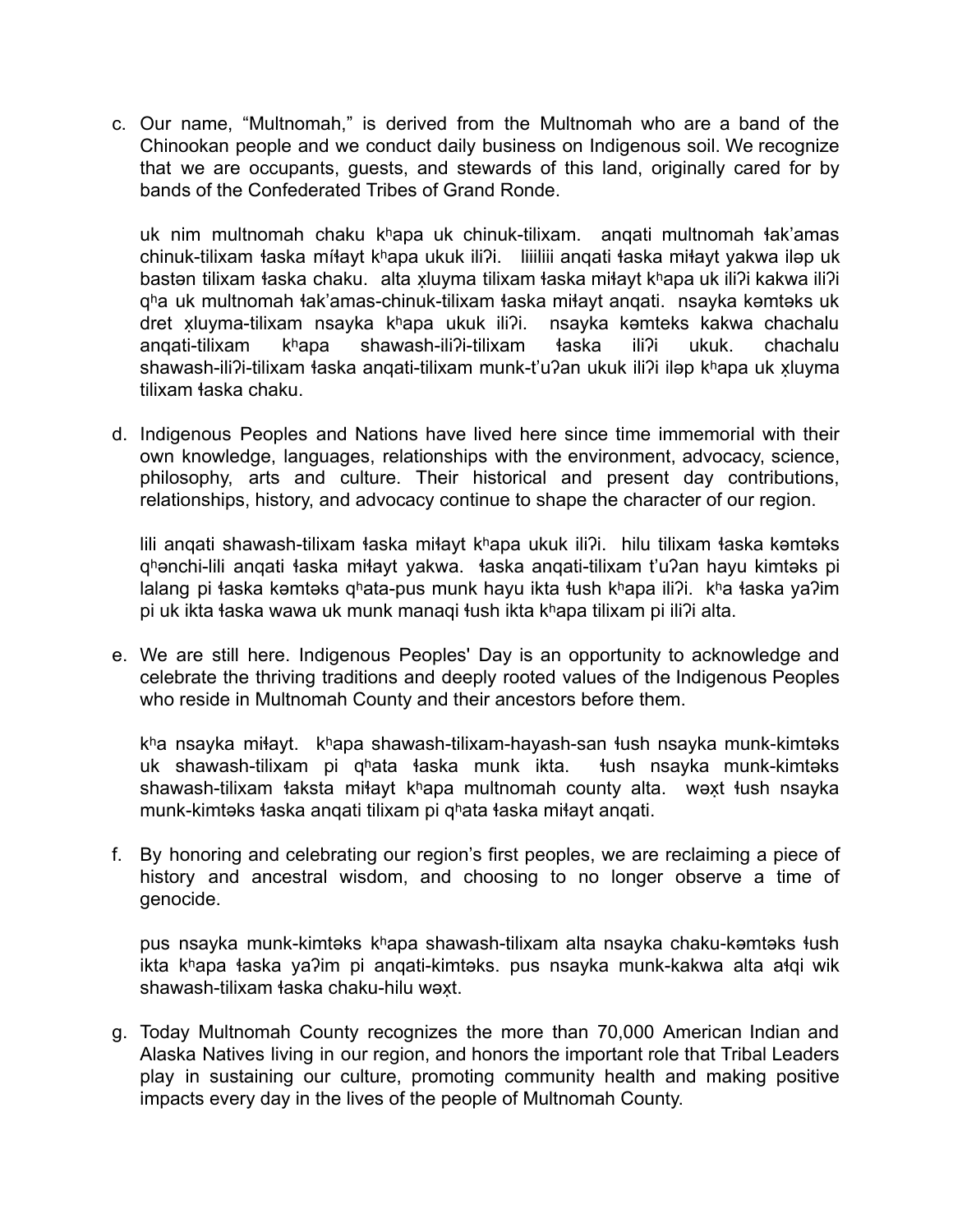c. Our name, “Multnomah,” is derived from the Multnomah who are a band of the Chinookan people and we conduct daily business on Indigenous soil. We recognize that we are occupants, guests, and stewards of this land, originally cared for by bands of the Confederated Tribes of Grand Ronde.

   uk nim multnomah chaku kʰapa uk chinuk-tilixam. anqati multnomah ɬak’amas chinuk-tilixam ɬaska míɬayt kʰapa ukuk iliʔi. liiiliii anqati ɬaska miɬayt yakwa iləp uk bastən tilixam ɬaska chaku. alta x̣luyma tilixam ɬaska miɬayt kʰapa uk iliʔi kakwa iliʔi qʰa uk multnomah ɬak’amas-chinuk-tilixam ɬaska miɬayt anqati. nsayka kəmtəks uk dret x̣luyma-tilixam nsayka kʰapa ukuk iliʔi. nsayka kəmteks kakwa chachalu anqati-tilixam kʰapa shawash-iliʔi-tilixam ɬaska iliʔi ukuk. chachalu shawash-iliʔi-tilixam ɬaska anqati-tilixam munk-t’uʔan ukuk iliʔi iləp kʰapa uk x̣luyma tilixam ɬaska chaku.

d. Indigenous Peoples and Nations have lived here since time immemorial with their own knowledge, languages, relationships with the environment, advocacy, science, philosophy, arts and culture. Their historical and present day contributions, relationships, history, and advocacy continue to shape the character of our region.

   lili anqati shawash-tilixam ɬaska miɬayt kʰapa ukuk iliʔi. hilu tilixam ɬaska kəmtəks qʰənchi-lili anqati ɬaska miɬayt yakwa. ɬaska anqati-tilixam t’uʔan hayu kimtəks pi lalang pi ɬaska kəmtəks qʰata-pus munk hayu ikta ɬush kʰapa iliʔi. kʰa ɬaska yaʔim pi uk ikta ɬaska wawa uk munk manaqi ɬush ikta kʰapa tilixam pi iliʔi alta.

e. We are still here. Indigenous Peoples' Day is an opportunity to acknowledge and celebrate the thriving traditions and deeply rooted values of the Indigenous Peoples who reside in Multnomah County and their ancestors before them.

   kʰa nsayka miɬayt. kʰapa shawash-tilixam-hayash-san ɬush nsayka munk-kimtəks uk shawash-tilixam pi qʰata ɬaska munk ikta. ɬush nsayka munk-kimtəks shawash-tilixam ɬaksta miɬayt kʰapa multnomah county alta. wəx̣t ɬush nsayka munk-kimtəks ɬaska anqati tilixam pi qʰata ɬaska miɬayt anqati.

f. By honoring and celebrating our region’s first peoples, we are reclaiming a piece of history and ancestral wisdom, and choosing to no longer observe a time of genocide.

   pus nsayka munk-kimtəks kʰapa shawash-tilixam alta nsayka chaku-kəmtəks ɬush ikta kʰapa ɬaska yaʔim pi anqati-kimtəks. pus nsayka munk-kakwa alta aɬqi wik shawash-tilixam ɬaska chaku-hilu wəx̣t.

g. Today Multnomah County recognizes the more than 70,000 American Indian and Alaska Natives living in our region, and honors the important role that Tribal Leaders play in sustaining our culture, promoting community health and making positive impacts every day in the lives of the people of Multnomah County.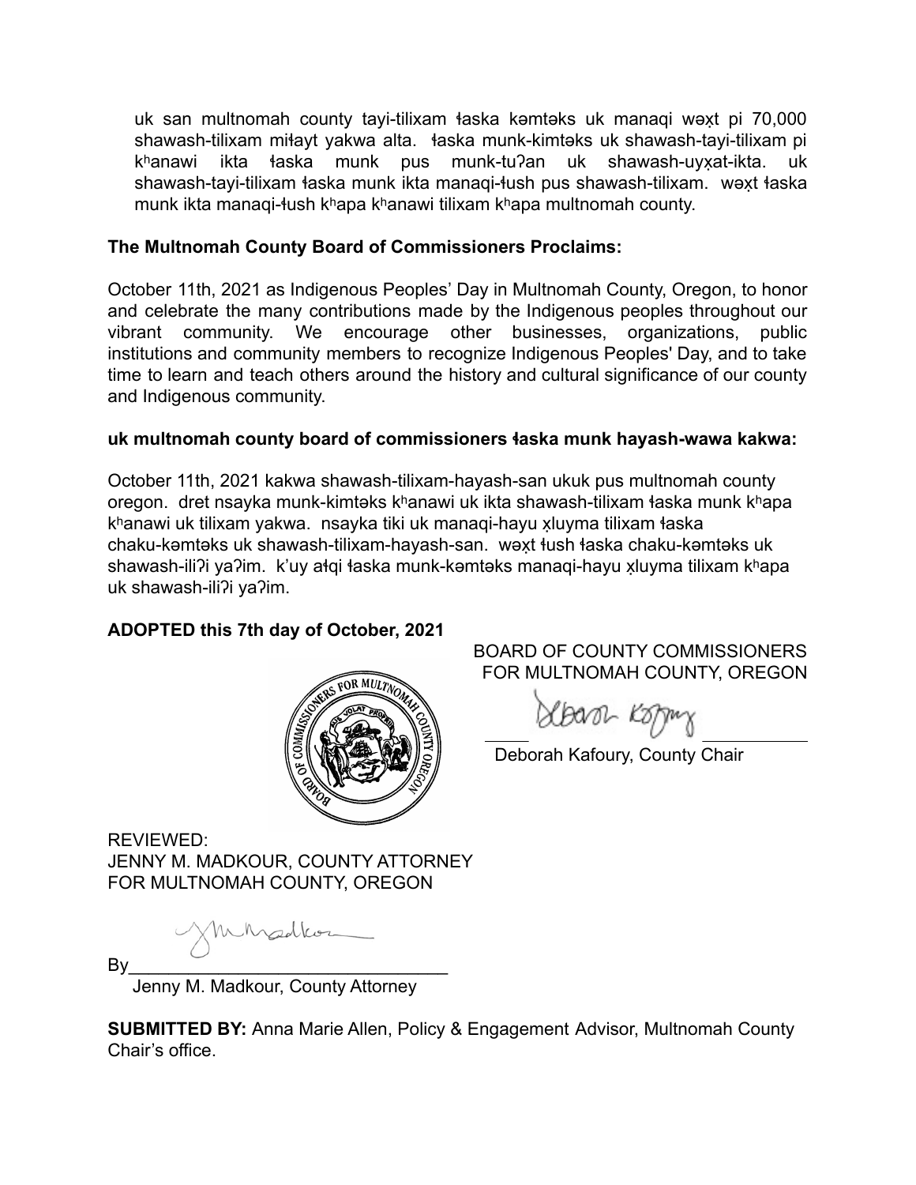uk san multnomah county tayi-tilixam ɬaska kəmtəks uk manaqi wəx̣t pi 70,000 shawash-tilixam miɬayt yakwa alta. ɬaska munk-kimtəks uk shawash-tayi-tilixam pi kʰanawi ikta ɬaska munk pus munk-tuʔan uk shawash-uyx̣at-ikta. uk shawash-tayi-tilixam ɬaska munk ikta manaqi-ɬush pus shawash-tilixam. wəx̣t ɬaska munk ikta manaqi-ɬush kʰapa kʰanawi tilixam kʰapa multnomah county.

**The Multnomah County Board of Commissioners Proclaims:**

October 11th, 2021 as Indigenous Peoples' Day in Multnomah County, Oregon, to honor and celebrate the many contributions made by the Indigenous peoples throughout our vibrant community. We encourage other businesses, organizations, public institutions and community members to recognize Indigenous Peoples' Day, and to take time to learn and teach others around the history and cultural significance of our county and Indigenous community.

**uk multnomah county board of commissioners ɬaska munk hayash-wawa kakwa:**

October 11th, 2021 kakwa shawash-tilixam-hayash-san ukuk pus multnomah county oregon. dret nsayka munk-kimtəks kʰanawi uk ikta shawash-tilixam ɬaska munk kʰapa kʰanawi uk tilixam yakwa. nsayka tiki uk manaqi-hayu x̣luyma tilixam ɬaska chaku-kəmtəks uk shawash-tilixam-hayash-san. wəx̣t ɬush ɬaska chaku-kəmtəks uk shawash-iliʔi yaʔim. k'uy aɬqi ɬaska munk-kəmtəks manaqi-hayu x̣luyma tilixam kʰapa uk shawash-iliʔi yaʔim.

**ADOPTED this 7th day of October, 2021**

BOARD OF COUNTY COMMISSIONERS
FOR MULTNOMAH COUNTY, OREGON

Deborah Kafoury, County Chair

REVIEWED:
JENNY M. MADKOUR, COUNTY ATTORNEY
FOR MULTNOMAH COUNTY, OREGON

By________________________________
Jenny M. Madkour, County Attorney

**SUBMITTED BY:** Anna Marie Allen, Policy & Engagement Advisor, Multnomah County Chair's office.